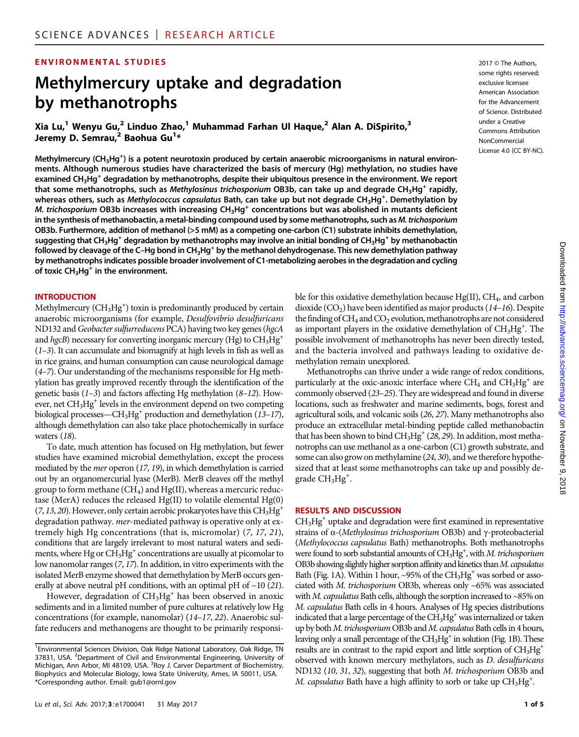## ENVIRONMENTAL STUDIES

# Methylmercury uptake and degradation by methanotrophs

Xia Lu,[1] Wenyu Gu,[2] Linduo Zhao,[1] Muhammad Farhan Ul Haque,[2] Alan A. DiSpirito,[3] Jeremy D. Semrau,[2] Baohua Gu[1]*

2017 © The Authors, some rights reserved; exclusive licensee American Association for the Advancement of Science. Distributed under a Creative Commons Attribution NonCommercial License 4.0 (CC BY-NC).

**Methylmercury ($CH_3Hg^+$) is a potent neurotoxin produced by certain anaerobic microorganisms in natural environments. Although numerous studies have characterized the basis of mercury (Hg) methylation, no studies have examined $CH_3Hg^+$ degradation by methanotrophs, despite their ubiquitous presence in the environment. We report that some methanotrophs, such as *Methylosinus trichosporium* OB3b, can take up and degrade $CH_3Hg^+$ rapidly, whereas others, such as *Methylococcus capsulatus* Bath, can take up but not degrade $CH_3Hg^+$. Demethylation by *M. trichosporium* OB3b increases with increasing $CH_3Hg^+$ concentrations but was abolished in mutants deficient in the synthesis of methanobactin, a metal-binding compound used by some methanotrophs, such as *M. trichosporium* OB3b. Furthermore, addition of methanol (>5 mM) as a competing one-carbon (C1) substrate inhibits demethylation, suggesting that $CH_3Hg^+$ degradation by methanotrophs may involve an initial bonding of $CH_3Hg^+$ by methanobactin followed by cleavage of the C–Hg bond in $CH_3Hg^+$ by the methanol dehydrogenase. This new demethylation pathway by methanotrophs indicates possible broader involvement of C1-metabolizing aerobes in the degradation and cycling of toxic $CH_3Hg^+$ in the environment.**

## INTRODUCTION

Methylmercury ($CH_3Hg^+$) toxin is predominantly produced by certain anaerobic microorganisms (for example, *Desulfovibrio desulfuricans* ND132 and *Geobacter sulfurreducens* PCA) having two key genes (*hgcA* and *hgcB*) necessary for converting inorganic mercury (Hg) to $CH_3Hg^+$ (*1*–*3*). It can accumulate and biomagnify at high levels in fish as well as in rice grains, and human consumption can cause neurological damage (*4*–*7*). Our understanding of the mechanisms responsible for Hg methylation has greatly improved recently through the identification of the genetic basis (*1*–*3*) and factors affecting Hg methylation (*8*–*12*). However, net $CH_3Hg^+$ levels in the environment depend on two competing biological processes—$CH_3Hg^+$ production and demethylation (*13*–*17*), although demethylation can also take place photochemically in surface waters (*18*).

To date, much attention has focused on Hg methylation, but fewer studies have examined microbial demethylation, except the process mediated by the *mer* operon (*17*, *19*), in which demethylation is carried out by an organomercurial lyase (MerB). MerB cleaves off the methyl group to form methane ($CH_4$) and Hg(II), whereas a mercuric reductase (MerA) reduces the released Hg(II) to volatile elemental Hg(0) (*7*, *13*, *20*). However, only certain aerobic prokaryotes have this $CH_3Hg^+$ degradation pathway. *mer*-mediated pathway is operative only at extremely high Hg concentrations (that is, micromolar) (*7*, *17*, *21*), conditions that are largely irrelevant to most natural waters and sediments, where Hg or $CH_3Hg^+$ concentrations are usually at picomolar to low nanomolar ranges (*7*, *17*). In addition, in vitro experiments with the isolated MerB enzyme showed that demethylation by MerB occurs generally at above neutral pH conditions, with an optimal pH of ~10 (*21*).

However, degradation of $CH_3Hg^+$ has been observed in anoxic sediments and in a limited number of pure cultures at relatively low Hg concentrations (for example, nanomolar) (*14*–*17*, *22*). Anaerobic sulfate reducers and methanogens are thought to be primarily responsible for this oxidative demethylation because Hg(II), $CH_4$, and carbon dioxide ($CO_2$) have been identified as major products (*14*–*16*). Despite the finding of $CH_4$ and $CO_2$ evolution, methanotrophs are not considered as important players in the oxidative demethylation of $CH_3Hg^+$. The possible involvement of methanotrophs has never been directly tested, and the bacteria involved and pathways leading to oxidative demethylation remain unexplored.

Methanotrophs can thrive under a wide range of redox conditions, particularly at the oxic-anoxic interface where $CH_4$ and $CH_3Hg^+$ are commonly observed (*23*–*25*). They are widespread and found in diverse locations, such as freshwater and marine sediments, bogs, forest and agricultural soils, and volcanic soils (*26*, *27*). Many methanotrophs also produce an extracellular metal-binding peptide called methanobactin that has been shown to bind $CH_3Hg^+$ (*28*, *29*). In addition, most methanotrophs can use methanol as a one-carbon (C1) growth substrate, and some can also grow on methylamine (*24*, *30*), and we therefore hypothesized that at least some methanotrophs can take up and possibly degrade $CH_3Hg^+$.

## RESULTS AND DISCUSSION

$CH_3Hg^+$ uptake and degradation were first examined in representative strains of α-(*Methylosinus trichosporium* OB3b) and γ-proteobacterial (*Methylococcus capsulatus* Bath) methanotrophs. Both methanotrophs were found to sorb substantial amounts of $CH_3Hg^+$, with *M. trichosporium* OB3b showing slightly higher sorption affinity and kinetics than *M. capsulatus* Bath (Fig. 1A). Within 1 hour, ~95% of the $CH_3Hg^+$ was sorbed or associated with *M. trichosporium* OB3b, whereas only ~65% was associated with *M. capsulatus* Bath cells, although the sorption increased to ~85% on *M. capsulatus* Bath cells in 4 hours. Analyses of Hg species distributions indicated that a large percentage of the $CH_3Hg^+$ was internalized or taken up by both *M. trichosporium* OB3b and *M. capsulatus* Bath cells in 4 hours, leaving only a small percentage of the $CH_3Hg^+$ in solution (Fig. 1B). These results are in contrast to the rapid export and little sorption of $CH_3Hg^+$ observed with known mercury methylators, such as *D. desulfuricans* ND132 (*10*, *31*, *32*), suggesting that both *M. trichosporium* OB3b and *M. capsulatus* Bath have a high affinity to sorb or take up $CH_3Hg^+$.

[1]Environmental Sciences Division, Oak Ridge National Laboratory, Oak Ridge, TN 37831, USA. [2]Department of Civil and Environmental Engineering, University of Michigan, Ann Arbor, MI 48109, USA. [3]Roy J. Carver Department of Biochemistry, Biophysics and Molecular Biology, Iowa State University, Ames, IA 50011, USA.
*Corresponding author. Email: gub1@ornl.gov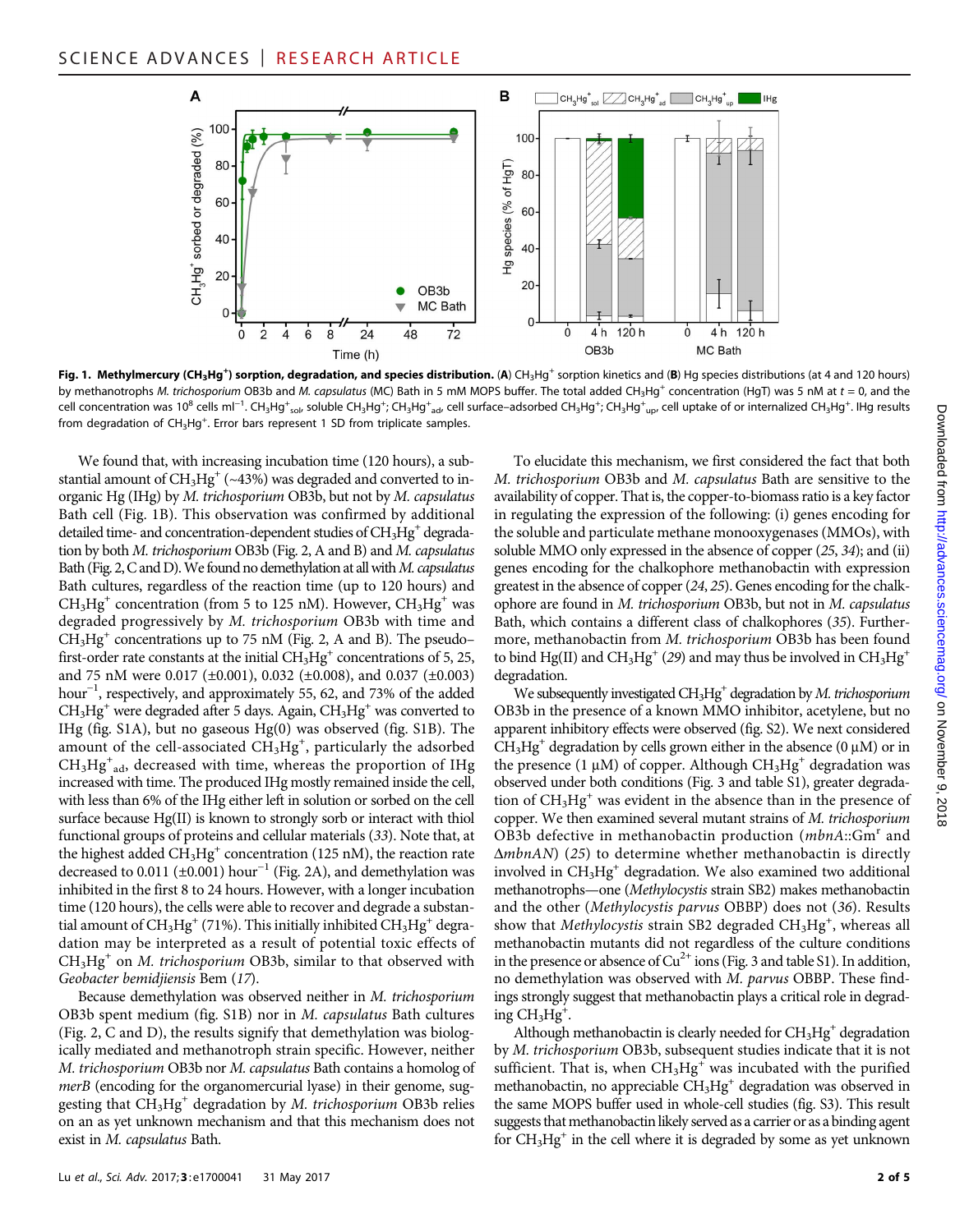**Fig. 1. Methylmercury ($CH_3Hg^+$) sorption, degradation, and species distribution.** (**A**) $CH_3Hg^+$ sorption kinetics and (**B**) Hg species distributions (at 4 and 120 hours) by methanotrophs *M. trichosporium* OB3b and *M. capsulatus* (MC) Bath in 5 mM MOPS buffer. The total added $CH_3Hg^+$ concentration (HgT) was 5 nM at $t = 0$, and the cell concentration was $10^8$ cells $ml^{-1}$. $CH_3Hg^+_{sol}$, soluble $CH_3Hg^+$; $CH_3Hg^+_{ad}$, cell surface–adsorbed $CH_3Hg^+$; $CH_3Hg^+_{up}$, cell uptake of or internalized $CH_3Hg^+$. IHg results from degradation of $CH_3Hg^+$. Error bars represent 1 SD from triplicate samples.

We found that, with increasing incubation time (120 hours), a substantial amount of $CH_3Hg^+$ (~43%) was degraded and converted to inorganic Hg (IHg) by *M. trichosporium* OB3b, but not by *M. capsulatus* Bath cell (Fig. 1B). This observation was confirmed by additional detailed time- and concentration-dependent studies of $CH_3Hg^+$ degradation by both *M. trichosporium* OB3b (Fig. 2, A and B) and *M. capsulatus* Bath (Fig. 2, C and D). We found no demethylation at all with *M. capsulatus* Bath cultures, regardless of the reaction time (up to 120 hours) and $CH_3Hg^+$ concentration (from 5 to 125 nM). However, $CH_3Hg^+$ was degraded progressively by *M. trichosporium* OB3b with time and $CH_3Hg^+$ concentrations up to 75 nM (Fig. 2, A and B). The pseudo–first-order rate constants at the initial $CH_3Hg^+$ concentrations of 5, 25, and 75 nM were 0.017 (±0.001), 0.032 (±0.008), and 0.037 (±0.003) $hour^{-1}$, respectively, and approximately 55, 62, and 73% of the added $CH_3Hg^+$ were degraded after 5 days. Again, $CH_3Hg^+$ was converted to IHg (fig. S1A), but no gaseous Hg(0) was observed (fig. S1B). The amount of the cell-associated $CH_3Hg^+$, particularly the adsorbed $CH_3Hg^+_{ad}$, decreased with time, whereas the proportion of IHg increased with time. The produced IHg mostly remained inside the cell, with less than 6% of the IHg either left in solution or sorbed on the cell surface because Hg(II) is known to strongly sorb or interact with thiol functional groups of proteins and cellular materials (*33*). Note that, at the highest added $CH_3Hg^+$ concentration (125 nM), the reaction rate decreased to 0.011 (±0.001) $hour^{-1}$ (Fig. 2A), and demethylation was inhibited in the first 8 to 24 hours. However, with a longer incubation time (120 hours), the cells were able to recover and degrade a substantial amount of $CH_3Hg^+$ (71%). This initially inhibited $CH_3Hg^+$ degradation may be interpreted as a result of potential toxic effects of $CH_3Hg^+$ on *M. trichosporium* OB3b, similar to that observed with *Geobacter bemidjiensis* Bem (*17*).

Because demethylation was observed neither in *M. trichosporium* OB3b spent medium (fig. S1B) nor in *M. capsulatus* Bath cultures (Fig. 2, C and D), the results signify that demethylation was biologically mediated and methanotroph strain specific. However, neither *M. trichosporium* OB3b nor *M. capsulatus* Bath contains a homolog of *merB* (encoding for the organomercurial lyase) in their genome, suggesting that $CH_3Hg^+$ degradation by *M. trichosporium* OB3b relies on an as yet unknown mechanism and that this mechanism does not exist in *M. capsulatus* Bath.

To elucidate this mechanism, we first considered the fact that both *M. trichosporium* OB3b and *M. capsulatus* Bath are sensitive to the availability of copper. That is, the copper-to-biomass ratio is a key factor in regulating the expression of the following: (i) genes encoding for the soluble and particulate methane monooxygenases (MMOs), with soluble MMO only expressed in the absence of copper (*25*, *34*); and (ii) genes encoding for the chalkophore methanobactin with expression greatest in the absence of copper (*24*, *25*). Genes encoding for the chalkophore are found in *M. trichosporium* OB3b, but not in *M. capsulatus* Bath, which contains a different class of chalkophores (*35*). Furthermore, methanobactin from *M. trichosporium* OB3b has been found to bind Hg(II) and $CH_3Hg^+$ (*29*) and may thus be involved in $CH_3Hg^+$ degradation.

We subsequently investigated $CH_3Hg^+$ degradation by *M. trichosporium* OB3b in the presence of a known MMO inhibitor, acetylene, but no apparent inhibitory effects were observed (fig. S2). We next considered $CH_3Hg^+$ degradation by cells grown either in the absence (0 μM) or in the presence (1 μM) of copper. Although $CH_3Hg^+$ degradation was observed under both conditions (Fig. 3 and table S1), greater degradation of $CH_3Hg^+$ was evident in the absence than in the presence of copper. We then examined several mutant strains of *M. trichosporium* OB3b defective in methanobactin production (*mbnA*::Gm$^r$ and Δ*mbnAN*) (*25*) to determine whether methanobactin is directly involved in $CH_3Hg^+$ degradation. We also examined two additional methanotrophs—one (*Methylocystis* strain SB2) makes methanobactin and the other (*Methylocystis parvus* OBBP) does not (*36*). Results show that *Methylocystis* strain SB2 degraded $CH_3Hg^+$, whereas all methanobactin mutants did not regardless of the culture conditions in the presence or absence of $Cu^{2+}$ ions (Fig. 3 and table S1). In addition, no demethylation was observed with *M. parvus* OBBP. These findings strongly suggest that methanobactin plays a critical role in degrading $CH_3Hg^+$.

Although methanobactin is clearly needed for $CH_3Hg^+$ degradation by *M. trichosporium* OB3b, subsequent studies indicate that it is not sufficient. That is, when $CH_3Hg^+$ was incubated with the purified methanobactin, no appreciable $CH_3Hg^+$ degradation was observed in the same MOPS buffer used in whole-cell studies (fig. S3). This result suggests that methanobactin likely served as a carrier or as a binding agent for $CH_3Hg^+$ in the cell where it is degraded by some as yet unknown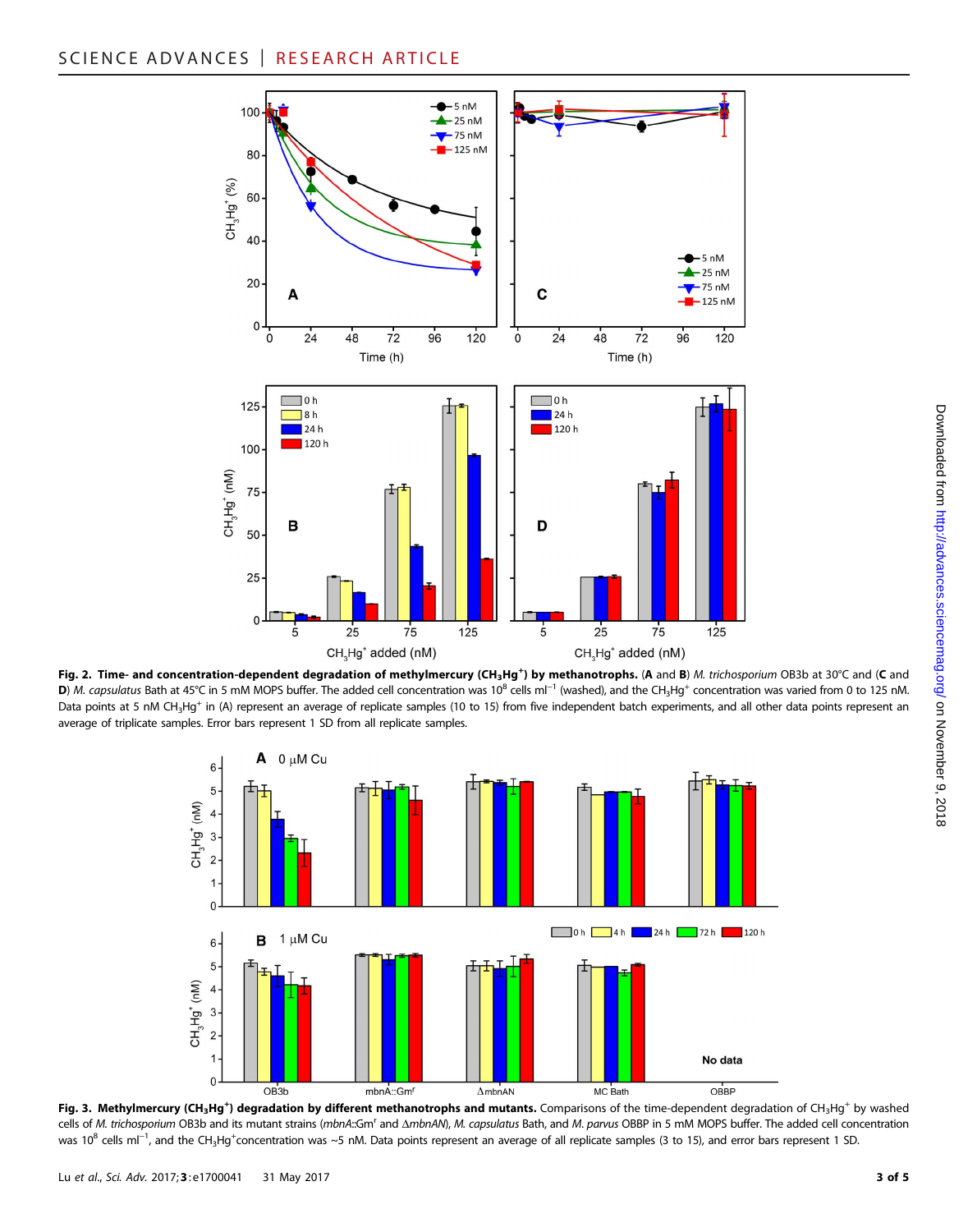**Fig. 2. Time- and concentration-dependent degradation of methylmercury ($CH_3Hg^+$) by methanotrophs.** (**A** and **B**) *M. trichosporium* OB3b at 30°C and (**C** and **D**) *M. capsulatus* Bath at 45°C in 5 mM MOPS buffer. The added cell concentration was $10^8$ cells $ml^{-1}$ (washed), and the $CH_3Hg^+$ concentration was varied from 0 to 125 nM. Data points at 5 nM $CH_3Hg^+$ in (A) represent an average of replicate samples (10 to 15) from five independent batch experiments, and all other data points represent an average of triplicate samples. Error bars represent 1 SD from all replicate samples.

**Fig. 3. Methylmercury ($CH_3Hg^+$) degradation by different methanotrophs and mutants.** Comparisons of the time-dependent degradation of $CH_3Hg^+$ by washed cells of *M. trichosporium* OB3b and its mutant strains (*mbnA*::Gm$^r$ and Δ*mbnAN*), *M. capsulatus* Bath, and *M. parvus* OBBP in 5 mM MOPS buffer. The added cell concentration was $10^8$ cells $ml^{-1}$, and the $CH_3Hg^+$concentration was ~5 nM. Data points represent an average of all replicate samples (3 to 15), and error bars represent 1 SD.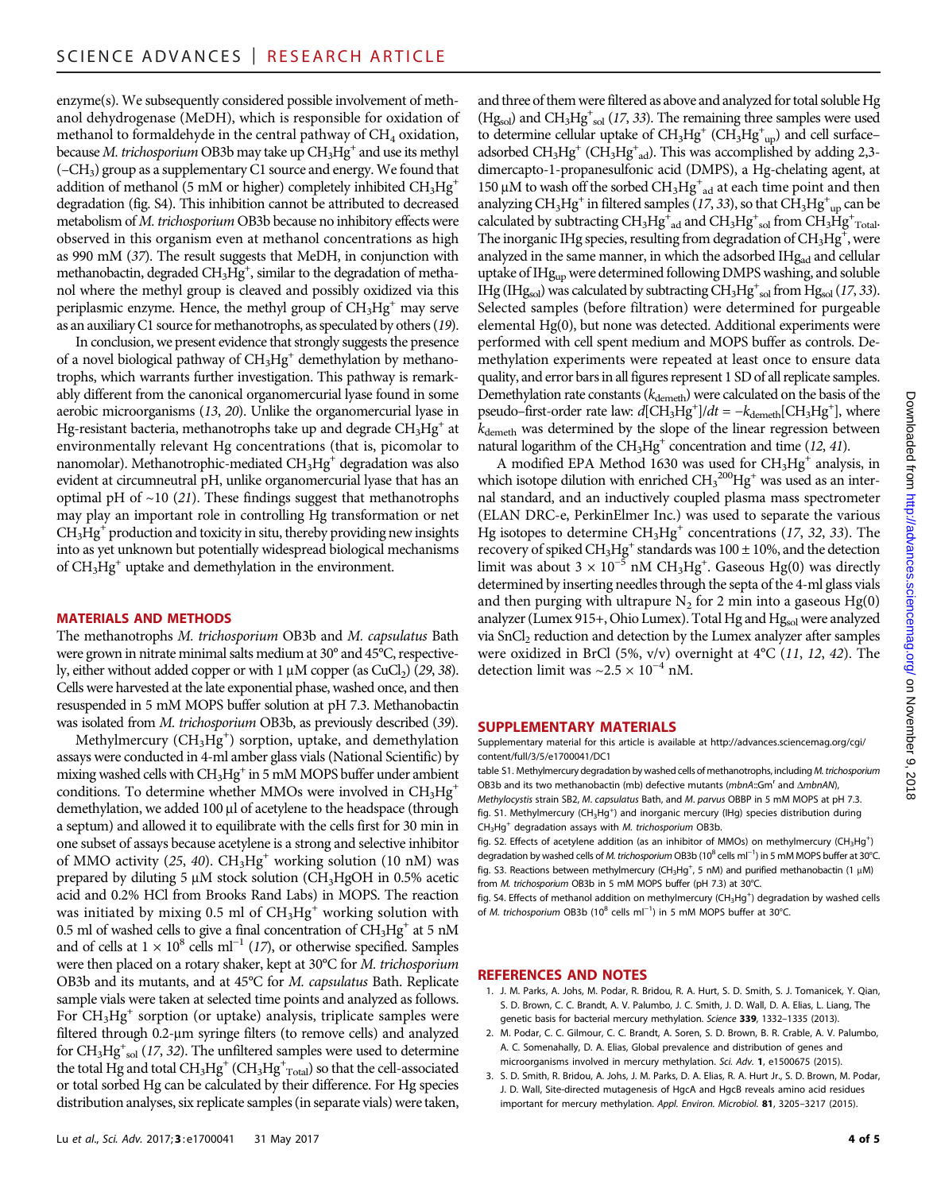enzyme(s). We subsequently considered possible involvement of methanol dehydrogenase (MeDH), which is responsible for oxidation of methanol to formaldehyde in the central pathway of $CH_4$ oxidation, because *M. trichosporium* OB3b may take up $CH_3Hg^+$ and use its methyl ($-CH_3$) group as a supplementary C1 source and energy. We found that addition of methanol (5 mM or higher) completely inhibited $CH_3Hg^+$ degradation (fig. S4). This inhibition cannot be attributed to decreased metabolism of *M. trichosporium* OB3b because no inhibitory effects were observed in this organism even at methanol concentrations as high as 990 mM (*37*). The result suggests that MeDH, in conjunction with methanobactin, degraded $CH_3Hg^+$, similar to the degradation of methanol where the methyl group is cleaved and possibly oxidized via this periplasmic enzyme. Hence, the methyl group of $CH_3Hg^+$ may serve as an auxiliary C1 source for methanotrophs, as speculated by others (*19*).

In conclusion, we present evidence that strongly suggests the presence of a novel biological pathway of $CH_3Hg^+$ demethylation by methanotrophs, which warrants further investigation. This pathway is remarkably different from the canonical organomercurial lyase found in some aerobic microorganisms (*13*, *20*). Unlike the organomercurial lyase in Hg-resistant bacteria, methanotrophs take up and degrade $CH_3Hg^+$ at environmentally relevant Hg concentrations (that is, picomolar to nanomolar). Methanotrophic-mediated $CH_3Hg^+$ degradation was also evident at circumneutral pH, unlike organomercurial lyase that has an optimal pH of ~10 (*21*). These findings suggest that methanotrophs may play an important role in controlling Hg transformation or net $CH_3Hg^+$ production and toxicity in situ, thereby providing new insights into as yet unknown but potentially widespread biological mechanisms of $CH_3Hg^+$ uptake and demethylation in the environment.

## MATERIALS AND METHODS

The methanotrophs *M. trichosporium* OB3b and *M. capsulatus* Bath were grown in nitrate minimal salts medium at 30° and 45°C, respectively, either without added copper or with 1 μM copper (as $CuCl_2$) (*29*, *38*). Cells were harvested at the late exponential phase, washed once, and then resuspended in 5 mM MOPS buffer solution at pH 7.3. Methanobactin was isolated from *M. trichosporium* OB3b, as previously described (*39*).

Methylmercury ($CH_3Hg^+$) sorption, uptake, and demethylation assays were conducted in 4-ml amber glass vials (National Scientific) by mixing washed cells with $CH_3Hg^+$ in 5 mM MOPS buffer under ambient conditions. To determine whether MMOs were involved in $CH_3Hg^+$ demethylation, we added 100 μl of acetylene to the headspace (through a septum) and allowed it to equilibrate with the cells first for 30 min in one subset of assays because acetylene is a strong and selective inhibitor of MMO activity (*25*, *40*). $CH_3Hg^+$ working solution (10 nM) was prepared by diluting 5 μM stock solution ($CH_3HgOH$ in 0.5% acetic acid and 0.2% HCl from Brooks Rand Labs) in MOPS. The reaction was initiated by mixing 0.5 ml of $CH_3Hg^+$ working solution with 0.5 ml of washed cells to give a final concentration of $CH_3Hg^+$ at 5 nM and of cells at $1 \times 10^8$ cells $ml^{-1}$ (*17*), or otherwise specified. Samples were then placed on a rotary shaker, kept at 30°C for *M. trichosporium* OB3b and its mutants, and at 45°C for *M. capsulatus* Bath. Replicate sample vials were taken at selected time points and analyzed as follows. For $CH_3Hg^+$ sorption (or uptake) analysis, triplicate samples were filtered through 0.2-μm syringe filters (to remove cells) and analyzed for $CH_3Hg^+_{sol}$ (*17*, *32*). The unfiltered samples were used to determine the total Hg and total $CH_3Hg^+$ ($CH_3Hg^+_{Total}$) so that the cell-associated or total sorbed Hg can be calculated by their difference. For Hg species distribution analyses, six replicate samples (in separate vials) were taken, and three of them were filtered as above and analyzed for total soluble Hg ($Hg_{sol}$) and $CH_3Hg^+_{sol}$ (*17*, *33*). The remaining three samples were used to determine cellular uptake of $CH_3Hg^+$ ($CH_3Hg^+_{up}$) and cell surface–adsorbed $CH_3Hg^+$ ($CH_3Hg^+_{ad}$). This was accomplished by adding 2,3-dimercapto-1-propanesulfonic acid (DMPS), a Hg-chelating agent, at 150 μM to wash off the sorbed $CH_3Hg^+_{ad}$ at each time point and then analyzing $CH_3Hg^+$ in filtered samples (*17*, *33*), so that $CH_3Hg^+_{up}$ can be calculated by subtracting $CH_3Hg^+_{ad}$ and $CH_3Hg^+_{sol}$ from $CH_3Hg^+_{Total}$. The inorganic IHg species, resulting from degradation of $CH_3Hg^+$, were analyzed in the same manner, in which the adsorbed $IHg_{ad}$ and cellular uptake of $IHg_{up}$ were determined following DMPS washing, and soluble IHg ($IHg_{sol}$) was calculated by subtracting $CH_3Hg^+_{sol}$ from $Hg_{sol}$ (*17*, *33*). Selected samples (before filtration) were determined for purgeable elemental Hg(0), but none was detected. Additional experiments were performed with cell spent medium and MOPS buffer as controls. Demethylation experiments were repeated at least once to ensure data quality, and error bars in all figures represent 1 SD of all replicate samples. Demethylation rate constants ($k_{demeth}$) were calculated on the basis of the pseudo–first-order rate law: $d[CH_3Hg^+]/dt = -k_{demeth}[CH_3Hg^+]$, where $k_{demeth}$ was determined by the slope of the linear regression between natural logarithm of the $CH_3Hg^+$ concentration and time (*12*, *41*).

A modified EPA Method 1630 was used for $CH_3Hg^+$ analysis, in which isotope dilution with enriched $CH_3{}^{200}Hg^+$ was used as an internal standard, and an inductively coupled plasma mass spectrometer (ELAN DRC-e, PerkinElmer Inc.) was used to separate the various Hg isotopes to determine $CH_3Hg^+$ concentrations (*17*, *32*, *33*). The recovery of spiked $CH_3Hg^+$ standards was 100 ± 10%, and the detection limit was about $3 \times 10^{-5}$ nM $CH_3Hg^+$. Gaseous Hg(0) was directly determined by inserting needles through the septa of the 4-ml glass vials and then purging with ultrapure $N_2$ for 2 min into a gaseous Hg(0) analyzer (Lumex 915+, Ohio Lumex). Total Hg and $Hg_{sol}$ were analyzed via $SnCl_2$ reduction and detection by the Lumex analyzer after samples were oxidized in BrCl (5%, v/v) overnight at 4°C (*11*, *12*, *42*). The detection limit was ~$2.5 \times 10^{-4}$ nM.

## SUPPLEMENTARY MATERIALS

Supplementary material for this article is available at http://advances.sciencemag.org/cgi/content/full/3/5/e1700041/DC1

table S1. Methylmercury degradation by washed cells of methanotrophs, including *M. trichosporium* OB3b and its two methanobactin (mb) defective mutants (*mbnA*::Gm$^r$ and Δ*mbnAN*), *Methylocystis* strain SB2, *M. capsulatus* Bath, and *M. parvus* OBBP in 5 mM MOPS at pH 7.3.

fig. S1. Methylmercury ($CH_3Hg^+$) and inorganic mercury (IHg) species distribution during $CH_3Hg^+$ degradation assays with *M. trichosporium* OB3b.

fig. S2. Effects of acetylene addition (as an inhibitor of MMOs) on methylmercury ($CH_3Hg^+$) degradation by washed cells of *M. trichosporium* OB3b ($10^8$ cells $ml^{-1}$) in 5 mM MOPS buffer at 30°C.

fig. S3. Reactions between methylmercury ($CH_3Hg^+$, 5 nM) and purified methanobactin (1 μM) from *M. trichosporium* OB3b in 5 mM MOPS buffer (pH 7.3) at 30°C.

fig. S4. Effects of methanol addition on methylmercury ($CH_3Hg^+$) degradation by washed cells of *M. trichosporium* OB3b ($10^8$ cells $ml^{-1}$) in 5 mM MOPS buffer at 30°C.

## REFERENCES AND NOTES

1. J. M. Parks, A. Johs, M. Podar, R. Bridou, R. A. Hurt, S. D. Smith, S. J. Tomanicek, Y. Qian, S. D. Brown, C. C. Brandt, A. V. Palumbo, J. C. Smith, J. D. Wall, D. A. Elias, L. Liang, The genetic basis for bacterial mercury methylation. *Science* **339**, 1332–1335 (2013).
2. M. Podar, C. C. Gilmour, C. C. Brandt, A. Soren, S. D. Brown, B. R. Crable, A. V. Palumbo, A. C. Somenahally, D. A. Elias, Global prevalence and distribution of genes and microorganisms involved in mercury methylation. *Sci. Adv.* **1**, e1500675 (2015).
3. S. D. Smith, R. Bridou, A. Johs, J. M. Parks, D. A. Elias, R. A. Hurt Jr., S. D. Brown, M. Podar, J. D. Wall, Site-directed mutagenesis of HgcA and HgcB reveals amino acid residues important for mercury methylation. *Appl. Environ. Microbiol.* **81**, 3205–3217 (2015).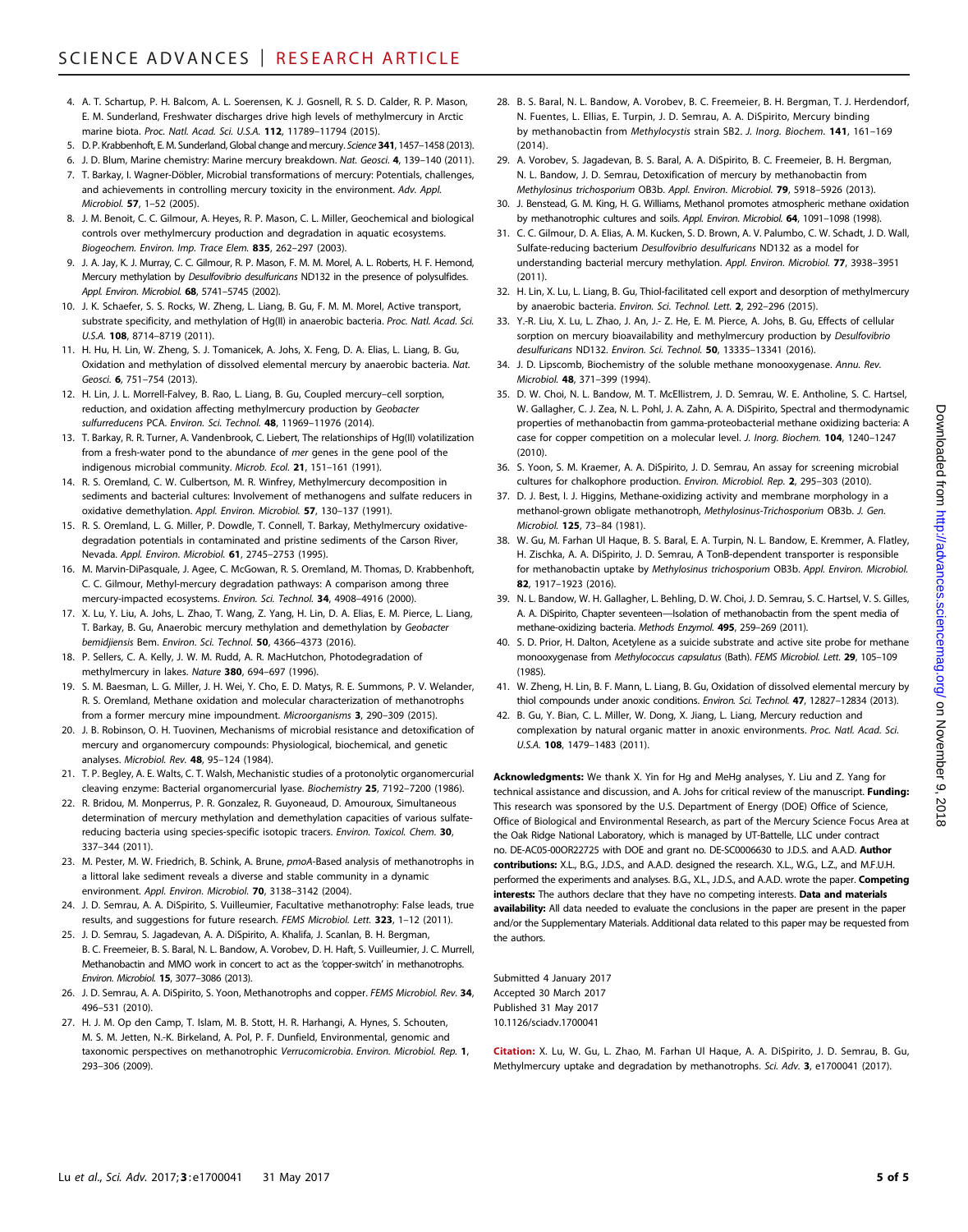4. A. T. Schartup, P. H. Balcom, A. L. Soerensen, K. J. Gosnell, R. S. D. Calder, R. P. Mason, E. M. Sunderland, Freshwater discharges drive high levels of methylmercury in Arctic marine biota. *Proc. Natl. Acad. Sci. U.S.A.* **112**, 11789–11794 (2015).
5. D. P. Krabbenhoft, E. M. Sunderland, Global change and mercury. *Science* **341**, 1457–1458 (2013).
6. J. D. Blum, Marine chemistry: Marine mercury breakdown. *Nat. Geosci.* **4**, 139–140 (2011).
7. T. Barkay, I. Wagner-Döbler, Microbial transformations of mercury: Potentials, challenges, and achievements in controlling mercury toxicity in the environment. *Adv. Appl. Microbiol.* **57**, 1–52 (2005).
8. J. M. Benoit, C. C. Gilmour, A. Heyes, R. P. Mason, C. L. Miller, Geochemical and biological controls over methylmercury production and degradation in aquatic ecosystems. *Biogeochem. Environ. Imp. Trace Elem.* **835**, 262–297 (2003).
9. J. A. Jay, K. J. Murray, C. C. Gilmour, R. P. Mason, F. M. M. Morel, A. L. Roberts, H. F. Hemond, Mercury methylation by *Desulfovibrio desulfuricans* ND132 in the presence of polysulfides. *Appl. Environ. Microbiol.* **68**, 5741–5745 (2002).
10. J. K. Schaefer, S. S. Rocks, W. Zheng, L. Liang, B. Gu, F. M. M. Morel, Active transport, substrate specificity, and methylation of Hg(II) in anaerobic bacteria. *Proc. Natl. Acad. Sci. U.S.A.* **108**, 8714–8719 (2011).
11. H. Hu, H. Lin, W. Zheng, S. J. Tomanicek, A. Johs, X. Feng, D. A. Elias, L. Liang, B. Gu, Oxidation and methylation of dissolved elemental mercury by anaerobic bacteria. *Nat. Geosci.* **6**, 751–754 (2013).
12. H. Lin, J. L. Morrell-Falvey, B. Rao, L. Liang, B. Gu, Coupled mercury–cell sorption, reduction, and oxidation affecting methylmercury production by *Geobacter sulfurreducens* PCA. *Environ. Sci. Technol.* **48**, 11969–11976 (2014).
13. T. Barkay, R. R. Turner, A. Vandenbrook, C. Liebert, The relationships of Hg(II) volatilization from a fresh-water pond to the abundance of *mer* genes in the gene pool of the indigenous microbial community. *Microb. Ecol.* **21**, 151–161 (1991).
14. R. S. Oremland, C. W. Culbertson, M. R. Winfrey, Methylmercury decomposition in sediments and bacterial cultures: Involvement of methanogens and sulfate reducers in oxidative demethylation. *Appl. Environ. Microbiol.* **57**, 130–137 (1991).
15. R. S. Oremland, L. G. Miller, P. Dowdle, T. Connell, T. Barkay, Methylmercury oxidative-degradation potentials in contaminated and pristine sediments of the Carson River, Nevada. *Appl. Environ. Microbiol.* **61**, 2745–2753 (1995).
16. M. Marvin-DiPasquale, J. Agee, C. McGowan, R. S. Oremland, M. Thomas, D. Krabbenhoft, C. C. Gilmour, Methyl-mercury degradation pathways: A comparison among three mercury-impacted ecosystems. *Environ. Sci. Technol.* **34**, 4908–4916 (2000).
17. X. Lu, Y. Liu, A. Johs, L. Zhao, T. Wang, Z. Yang, H. Lin, D. A. Elias, E. M. Pierce, L. Liang, T. Barkay, B. Gu, Anaerobic mercury methylation and demethylation by *Geobacter bemidjiensis* Bem. *Environ. Sci. Technol.* **50**, 4366–4373 (2016).
18. P. Sellers, C. A. Kelly, J. W. M. Rudd, A. R. MacHutchon, Photodegradation of methylmercury in lakes. *Nature* **380**, 694–697 (1996).
19. S. M. Baesman, L. G. Miller, J. H. Wei, Y. Cho, E. D. Matys, R. E. Summons, P. V. Welander, R. S. Oremland, Methane oxidation and molecular characterization of methanotrophs from a former mercury mine impoundment. *Microorganisms* **3**, 290–309 (2015).
20. J. B. Robinson, O. H. Tuovinen, Mechanisms of microbial resistance and detoxification of mercury and organomercury compounds: Physiological, biochemical, and genetic analyses. *Microbiol. Rev.* **48**, 95–124 (1984).
21. T. P. Begley, A. E. Walts, C. T. Walsh, Mechanistic studies of a protonolytic organomercurial cleaving enzyme: Bacterial organomercurial lyase. *Biochemistry* **25**, 7192–7200 (1986).
22. R. Bridou, M. Monperrus, P. R. Gonzalez, R. Guyoneaud, D. Amouroux, Simultaneous determination of mercury methylation and demethylation capacities of various sulfate-reducing bacteria using species-specific isotopic tracers. *Environ. Toxicol. Chem.* **30**, 337–344 (2011).
23. M. Pester, M. W. Friedrich, B. Schink, A. Brune, *pmoA*-Based analysis of methanotrophs in a littoral lake sediment reveals a diverse and stable community in a dynamic environment. *Appl. Environ. Microbiol.* **70**, 3138–3142 (2004).
24. J. D. Semrau, A. A. DiSpirito, S. Vuilleumier, Facultative methanotrophy: False leads, true results, and suggestions for future research. *FEMS Microbiol. Lett.* **323**, 1–12 (2011).
25. J. D. Semrau, S. Jagadevan, A. A. DiSpirito, A. Khalifa, J. Scanlan, B. H. Bergman, B. C. Freemeier, B. S. Baral, N. L. Bandow, A. Vorobev, D. H. Haft, S. Vuilleumier, J. C. Murrell, Methanobactin and MMO work in concert to act as the 'copper-switch' in methanotrophs. *Environ. Microbiol.* **15**, 3077–3086 (2013).
26. J. D. Semrau, A. A. DiSpirito, S. Yoon, Methanotrophs and copper. *FEMS Microbiol. Rev.* **34**, 496–531 (2010).
27. H. J. M. Op den Camp, T. Islam, M. B. Stott, H. R. Harhangi, A. Hynes, S. Schouten, M. S. M. Jetten, N.-K. Birkeland, A. Pol, P. F. Dunfield, Environmental, genomic and taxonomic perspectives on methanotrophic *Verrucomicrobia*. *Environ. Microbiol. Rep.* **1**, 293–306 (2009).
28. B. S. Baral, N. L. Bandow, A. Vorobev, B. C. Freemeier, B. H. Bergman, T. J. Herdendorf, N. Fuentes, L. Ellias, E. Turpin, J. D. Semrau, A. A. DiSpirito, Mercury binding by methanobactin from *Methylocystis* strain SB2. *J. Inorg. Biochem.* **141**, 161–169 (2014).
29. A. Vorobev, S. Jagadevan, B. S. Baral, A. A. DiSpirito, B. C. Freemeier, B. H. Bergman, N. L. Bandow, J. D. Semrau, Detoxification of mercury by methanobactin from *Methylosinus trichosporium* OB3b. *Appl. Environ. Microbiol.* **79**, 5918–5926 (2013).
30. J. Benstead, G. M. King, H. G. Williams, Methanol promotes atmospheric methane oxidation by methanotrophic cultures and soils. *Appl. Environ. Microbiol.* **64**, 1091–1098 (1998).
31. C. C. Gilmour, D. A. Elias, A. M. Kucken, S. D. Brown, A. V. Palumbo, C. W. Schadt, J. D. Wall, Sulfate-reducing bacterium *Desulfovibrio desulfuricans* ND132 as a model for understanding bacterial mercury methylation. *Appl. Environ. Microbiol.* **77**, 3938–3951 (2011).
32. H. Lin, X. Lu, L. Liang, B. Gu, Thiol-facilitated cell export and desorption of methylmercury by anaerobic bacteria. *Environ. Sci. Technol. Lett.* **2**, 292–296 (2015).
33. Y.-R. Liu, X. Lu, L. Zhao, J. An, J.- Z. He, E. M. Pierce, A. Johs, B. Gu, Effects of cellular sorption on mercury bioavailability and methylmercury production by *Desulfovibrio desulfuricans* ND132. *Environ. Sci. Technol.* **50**, 13335–13341 (2016).
34. J. D. Lipscomb, Biochemistry of the soluble methane monooxygenase. *Annu. Rev. Microbiol.* **48**, 371–399 (1994).
35. D. W. Choi, N. L. Bandow, M. T. McEllistrem, J. D. Semrau, W. E. Antholine, S. C. Hartsel, W. Gallagher, C. J. Zea, N. L. Pohl, J. A. Zahn, A. A. DiSpirito, Spectral and thermodynamic properties of methanobactin from gamma-proteobacterial methane oxidizing bacteria: A case for copper competition on a molecular level. *J. Inorg. Biochem.* **104**, 1240–1247 (2010).
36. S. Yoon, S. M. Kraemer, A. A. DiSpirito, J. D. Semrau, An assay for screening microbial cultures for chalkophore production. *Environ. Microbiol. Rep.* **2**, 295–303 (2010).
37. D. J. Best, I. J. Higgins, Methane-oxidizing activity and membrane morphology in a methanol-grown obligate methanotroph, *Methylosinus-Trichosporium* OB3b. *J. Gen. Microbiol.* **125**, 73–84 (1981).
38. W. Gu, M. Farhan Ul Haque, B. S. Baral, E. A. Turpin, N. L. Bandow, E. Kremmer, A. Flatley, H. Zischka, A. A. DiSpirito, J. D. Semrau, A TonB-dependent transporter is responsible for methanobactin uptake by *Methylosinus trichosporium* OB3b. *Appl. Environ. Microbiol.* **82**, 1917–1923 (2016).
39. N. L. Bandow, W. H. Gallagher, L. Behling, D. W. Choi, J. D. Semrau, S. C. Hartsel, V. S. Gilles, A. A. DiSpirito, Chapter seventeen—Isolation of methanobactin from the spent media of methane-oxidizing bacteria. *Methods Enzymol.* **495**, 259–269 (2011).
40. S. D. Prior, H. Dalton, Acetylene as a suicide substrate and active site probe for methane monooxygenase from *Methylococcus capsulatus* (Bath). *FEMS Microbiol. Lett.* **29**, 105–109 (1985).
41. W. Zheng, H. Lin, B. F. Mann, L. Liang, B. Gu, Oxidation of dissolved elemental mercury by thiol compounds under anoxic conditions. *Environ. Sci. Technol.* **47**, 12827–12834 (2013).
42. B. Gu, Y. Bian, C. L. Miller, W. Dong, X. Jiang, L. Liang, Mercury reduction and complexation by natural organic matter in anoxic environments. *Proc. Natl. Acad. Sci. U.S.A.* **108**, 1479–1483 (2011).

**Acknowledgments:** We thank X. Yin for Hg and MeHg analyses, Y. Liu and Z. Yang for technical assistance and discussion, and A. Johs for critical review of the manuscript. **Funding:** This research was sponsored by the U.S. Department of Energy (DOE) Office of Science, Office of Biological and Environmental Research, as part of the Mercury Science Focus Area at the Oak Ridge National Laboratory, which is managed by UT-Battelle, LLC under contract no. DE-AC05-00OR22725 with DOE and grant no. DE-SC0006630 to J.D.S. and A.A.D. **Author contributions:** X.L., B.G., J.D.S., and A.A.D. designed the research. X.L., W.G., L.Z., and M.F.U.H. performed the experiments and analyses. B.G., X.L., J.D.S., and A.A.D. wrote the paper. **Competing interests:** The authors declare that they have no competing interests. **Data and materials availability:** All data needed to evaluate the conclusions in the paper are present in the paper and/or the Supplementary Materials. Additional data related to this paper may be requested from the authors.

Submitted 4 January 2017
Accepted 30 March 2017
Published 31 May 2017
10.1126/sciadv.1700041

**Citation:** X. Lu, W. Gu, L. Zhao, M. Farhan Ul Haque, A. A. DiSpirito, J. D. Semrau, B. Gu, Methylmercury uptake and degradation by methanotrophs. *Sci. Adv.* **3**, e1700041 (2017).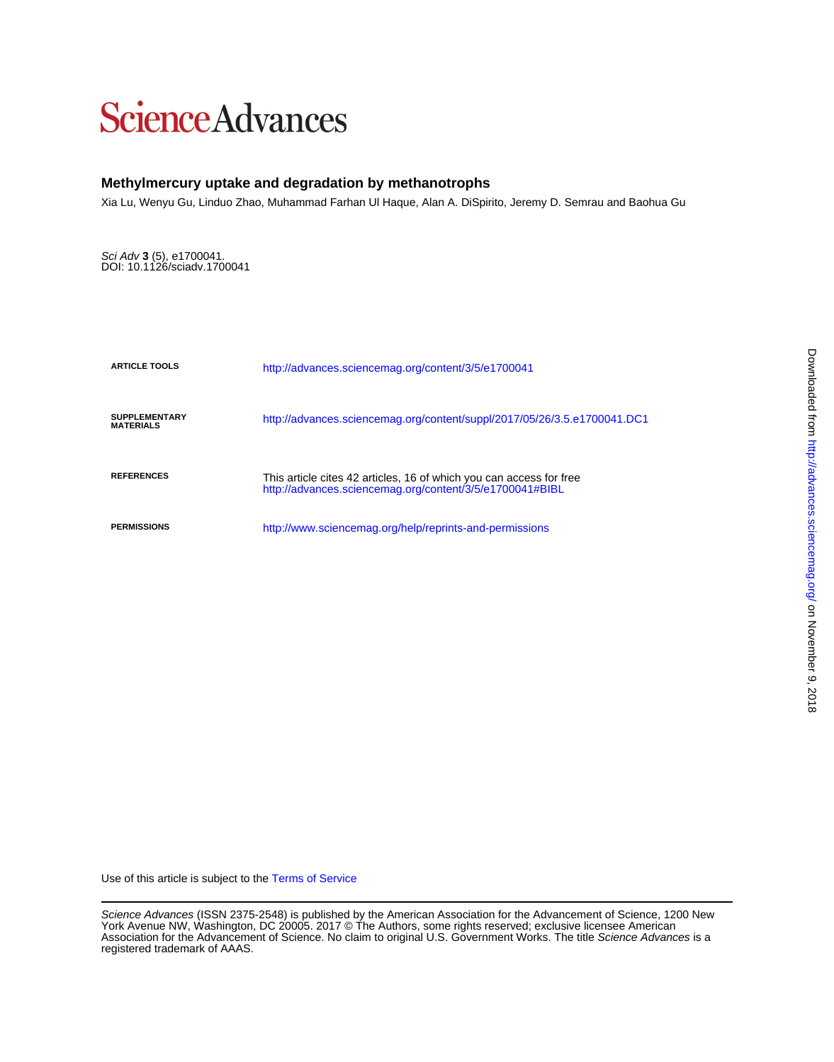# Science Advances

## Methylmercury uptake and degradation by methanotrophs

Xia Lu, Wenyu Gu, Linduo Zhao, Muhammad Farhan Ul Haque, Alan A. DiSpirito, Jeremy D. Semrau and Baohua Gu

*Sci Adv* **3** (5), e1700041.
DOI: 10.1126/sciadv.1700041

| | |
|---|---|
| **ARTICLE TOOLS** | http://advances.sciencemag.org/content/3/5/e1700041 |
| **SUPPLEMENTARY MATERIALS** | http://advances.sciencemag.org/content/suppl/2017/05/26/3.5.e1700041.DC1 |
| **REFERENCES** | This article cites 42 articles, 16 of which you can access for free http://advances.sciencemag.org/content/3/5/e1700041#BIBL |
| **PERMISSIONS** | http://www.sciencemag.org/help/reprints-and-permissions |

Downloaded from http://advances.sciencemag.org/ on November 9, 2018

Use of this article is subject to the Terms of Service

*Science Advances* (ISSN 2375-2548) is published by the American Association for the Advancement of Science, 1200 New York Avenue NW, Washington, DC 20005. 2017 © The Authors, some rights reserved; exclusive licensee American Association for the Advancement of Science. No claim to original U.S. Government Works. The title *Science Advances* is a registered trademark of AAAS.